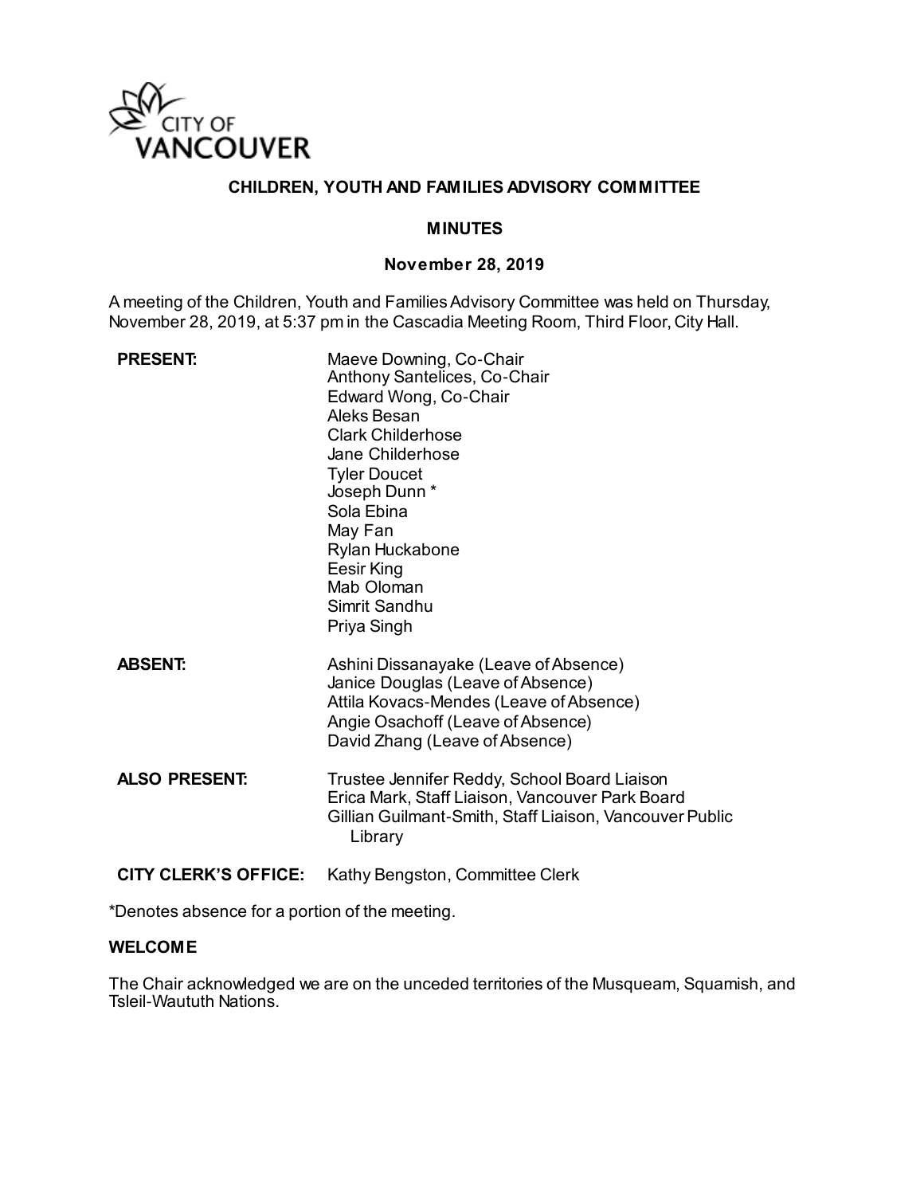CITY OF VANCOUVER

# CHILDREN, YOUTH AND FAMILIES ADVISORY COMMITTEE

## MINUTES

### November 28, 2019

A meeting of the Children, Youth and Families Advisory Committee was held on Thursday, November 28, 2019, at 5:37 pm in the Cascadia Meeting Room, Third Floor, City Hall.

| | |
|---|---|
| **PRESENT:** | Maeve Downing, Co-Chair<br>Anthony Santelices, Co-Chair<br>Edward Wong, Co-Chair<br>Aleks Besan<br>Clark Childerhose<br>Jane Childerhose<br>Tyler Doucet<br>Joseph Dunn *<br>Sola Ebina<br>May Fan<br>Rylan Huckabone<br>Eesir King<br>Mab Oloman<br>Simrit Sandhu<br>Priya Singh |
| **ABSENT:** | Ashini Dissanayake (Leave of Absence)<br>Janice Douglas (Leave of Absence)<br>Attila Kovacs-Mendes (Leave of Absence)<br>Angie Osachoff (Leave of Absence)<br>David Zhang (Leave of Absence) |
| **ALSO PRESENT:** | Trustee Jennifer Reddy, School Board Liaison<br>Erica Mark, Staff Liaison, Vancouver Park Board<br>Gillian Guilmant-Smith, Staff Liaison, Vancouver Public Library |
| **CITY CLERK'S OFFICE:** | Kathy Bengston, Committee Clerk |

*Denotes absence for a portion of the meeting.

**WELCOME**

The Chair acknowledged we are on the unceded territories of the Musqueam, Squamish, and Tsleil-Waututh Nations.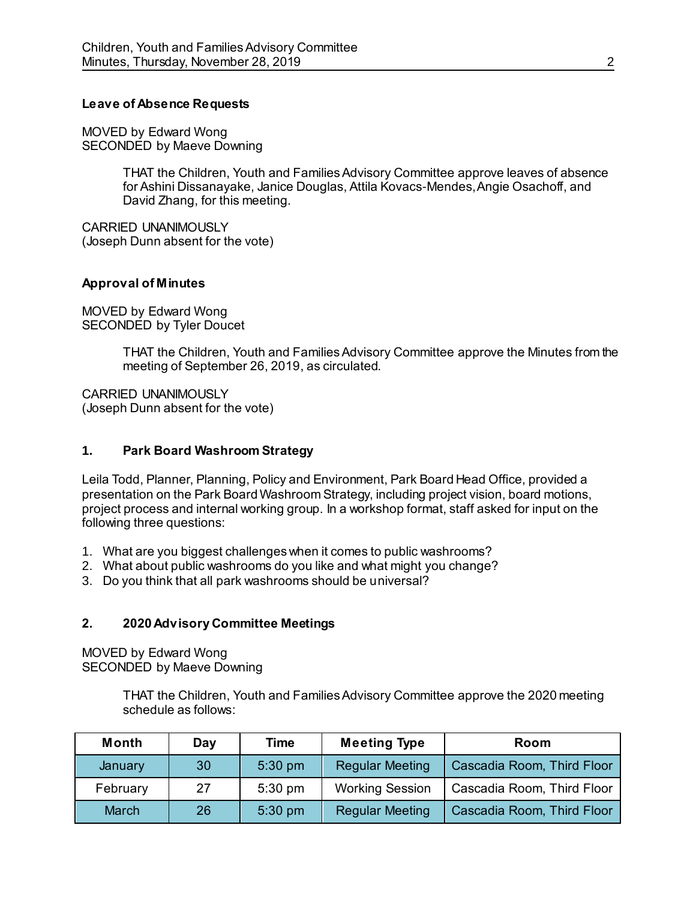**Leave of Absence Requests**

MOVED by Edward Wong
SECONDED by Maeve Downing

> THAT the Children, Youth and Families Advisory Committee approve leaves of absence for Ashini Dissanayake, Janice Douglas, Attila Kovacs-Mendes, Angie Osachoff, and David Zhang, for this meeting.

CARRIED UNANIMOUSLY
(Joseph Dunn absent for the vote)

**Approval of Minutes**

MOVED by Edward Wong
SECONDED by Tyler Doucet

> THAT the Children, Youth and Families Advisory Committee approve the Minutes from the meeting of September 26, 2019, as circulated.

CARRIED UNANIMOUSLY
(Joseph Dunn absent for the vote)

## 1. Park Board Washroom Strategy

Leila Todd, Planner, Planning, Policy and Environment, Park Board Head Office, provided a presentation on the Park Board Washroom Strategy, including project vision, board motions, project process and internal working group. In a workshop format, staff asked for input on the following three questions:

1. What are you biggest challenges when it comes to public washrooms?
2. What about public washrooms do you like and what might you change?
3. Do you think that all park washrooms should be universal?

## 2. 2020 Advisory Committee Meetings

MOVED by Edward Wong
SECONDED by Maeve Downing

> THAT the Children, Youth and Families Advisory Committee approve the 2020 meeting schedule as follows:

| Month | Day | Time | Meeting Type | Room |
|---|---|---|---|---|
| January | 30 | 5:30 pm | Regular Meeting | Cascadia Room, Third Floor |
| February | 27 | 5:30 pm | Working Session | Cascadia Room, Third Floor |
| March | 26 | 5:30 pm | Regular Meeting | Cascadia Room, Third Floor |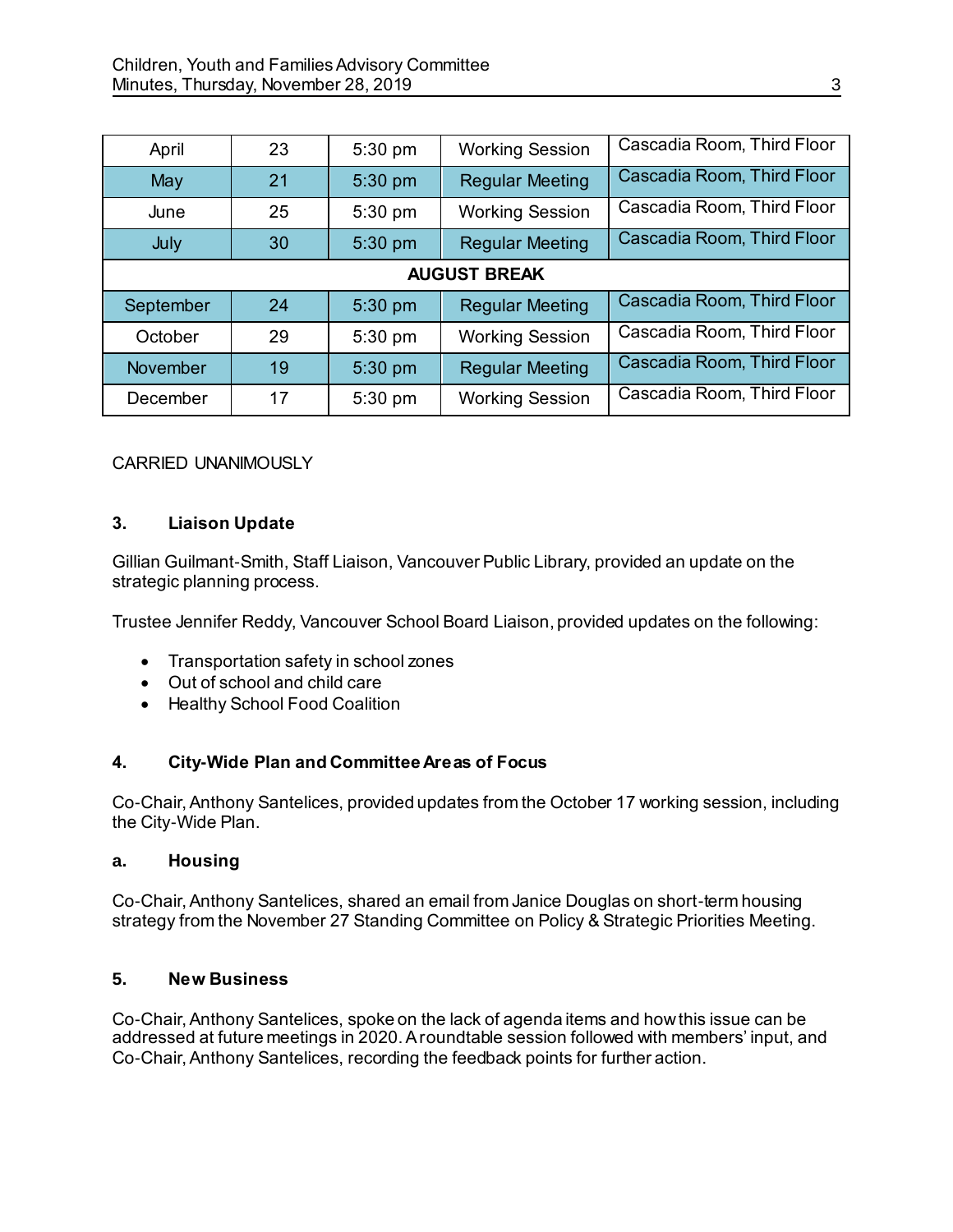| | | | | |
|---|---|---|---|---|
| April | 23 | 5:30 pm | Working Session | Cascadia Room, Third Floor |
| May | 21 | 5:30 pm | Regular Meeting | Cascadia Room, Third Floor |
| June | 25 | 5:30 pm | Working Session | Cascadia Room, Third Floor |
| July | 30 | 5:30 pm | Regular Meeting | Cascadia Room, Third Floor |
| **AUGUST BREAK** | | | | |
| September | 24 | 5:30 pm | Regular Meeting | Cascadia Room, Third Floor |
| October | 29 | 5:30 pm | Working Session | Cascadia Room, Third Floor |
| November | 19 | 5:30 pm | Regular Meeting | Cascadia Room, Third Floor |
| December | 17 | 5:30 pm | Working Session | Cascadia Room, Third Floor |

CARRIED UNANIMOUSLY

### 3. Liaison Update

Gillian Guilmant-Smith, Staff Liaison, Vancouver Public Library, provided an update on the strategic planning process.

Trustee Jennifer Reddy, Vancouver School Board Liaison, provided updates on the following:

- Transportation safety in school zones
- Out of school and child care
- Healthy School Food Coalition

### 4. City-Wide Plan and Committee Areas of Focus

Co-Chair, Anthony Santelices, provided updates from the October 17 working session, including the City-Wide Plan.

#### a. Housing

Co-Chair, Anthony Santelices, shared an email from Janice Douglas on short-term housing strategy from the November 27 Standing Committee on Policy & Strategic Priorities Meeting.

### 5. New Business

Co-Chair, Anthony Santelices, spoke on the lack of agenda items and how this issue can be addressed at future meetings in 2020. A roundtable session followed with members' input, and Co-Chair, Anthony Santelices, recording the feedback points for further action.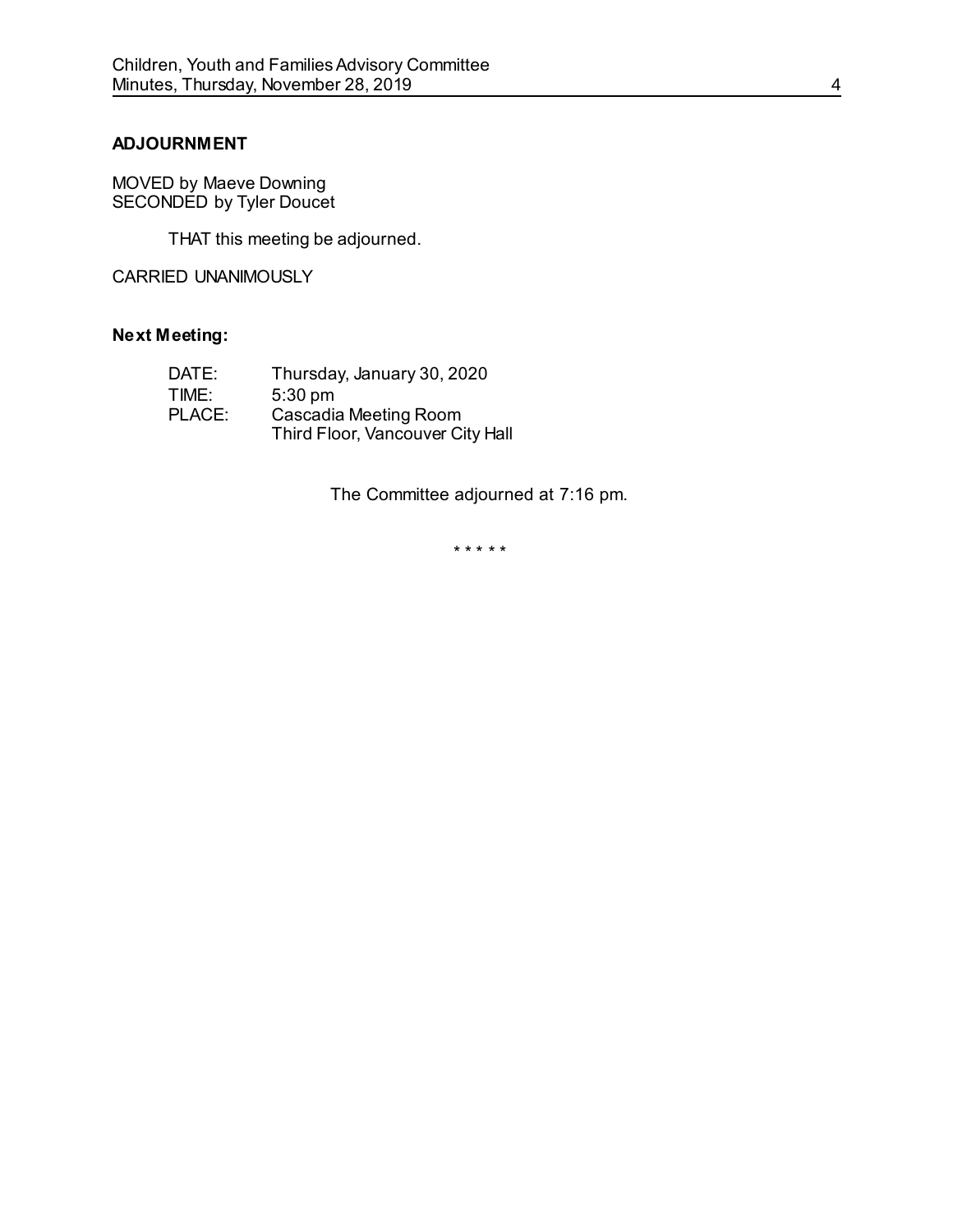**ADJOURNMENT**

MOVED by Maeve Downing
SECONDED by Tyler Doucet

THAT this meeting be adjourned.

CARRIED UNANIMOUSLY

**Next Meeting:**

| | |
|---|---|
| DATE: | Thursday, January 30, 2020 |
| TIME: | 5:30 pm |
| PLACE: | Cascadia Meeting Room<br>Third Floor, Vancouver City Hall |

The Committee adjourned at 7:16 pm.

* * * * *